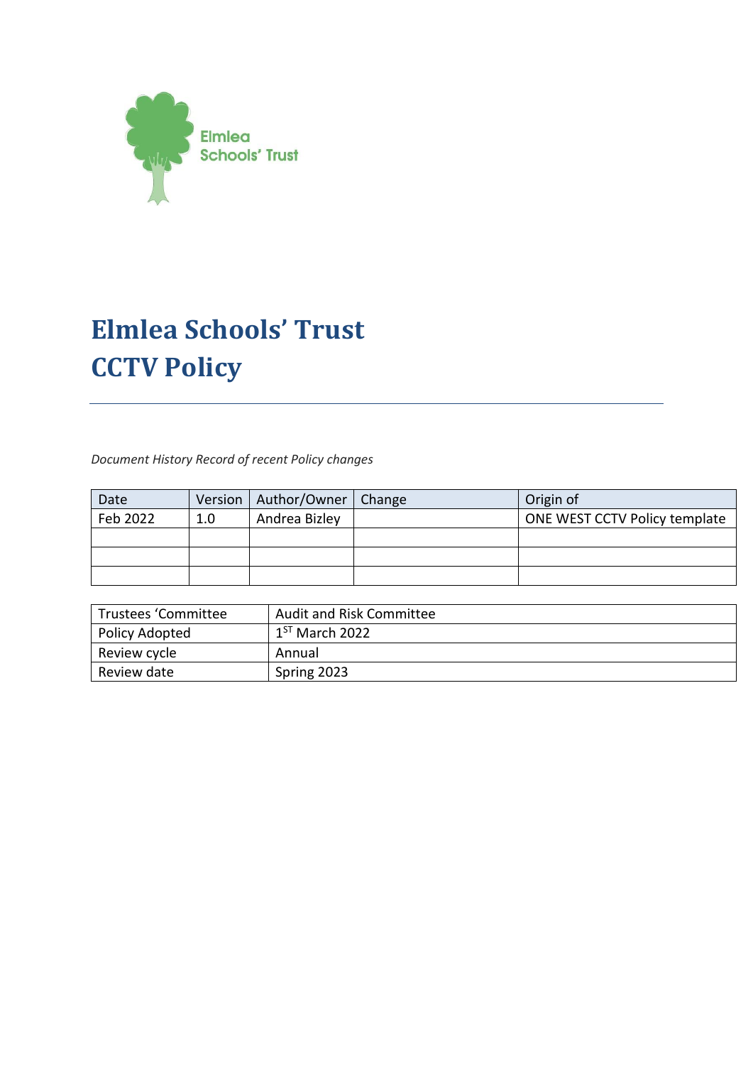Elmlea Schools' Trust

# Elmlea Schools' Trust
# CCTV Policy

*Document History Record of recent Policy changes*

| Date | Version | Author/Owner | Change | Origin of |
|---|---|---|---|---|
| Feb 2022 | 1.0 | Andrea Bizley | | ONE WEST CCTV Policy template |
| | | | | |
| | | | | |
| | | | | |

| Trustees 'Committee | Audit and Risk Committee |
|---|---|
| Policy Adopted | 1ST March 2022 |
| Review cycle | Annual |
| Review date | Spring 2023 |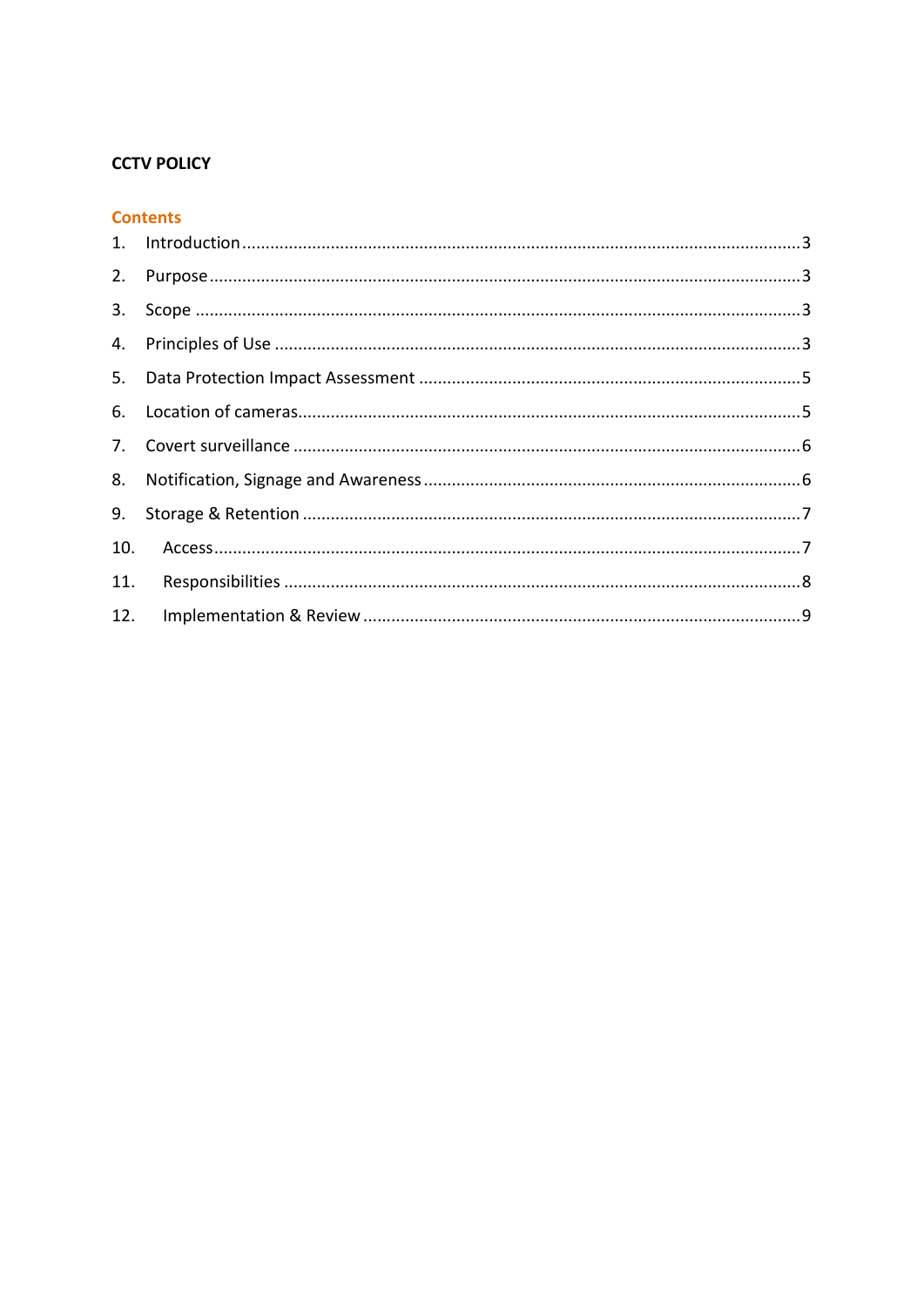**CCTV POLICY**

## Contents

1. Introduction ............................................................ 3
2. Purpose ............................................................ 3
3. Scope ............................................................ 3
4. Principles of Use ............................................................ 3
5. Data Protection Impact Assessment ............................................................ 5
6. Location of cameras ............................................................ 5
7. Covert surveillance ............................................................ 6
8. Notification, Signage and Awareness ............................................................ 6
9. Storage & Retention ............................................................ 7
10. Access ............................................................ 7
11. Responsibilities ............................................................ 8
12. Implementation & Review ............................................................ 9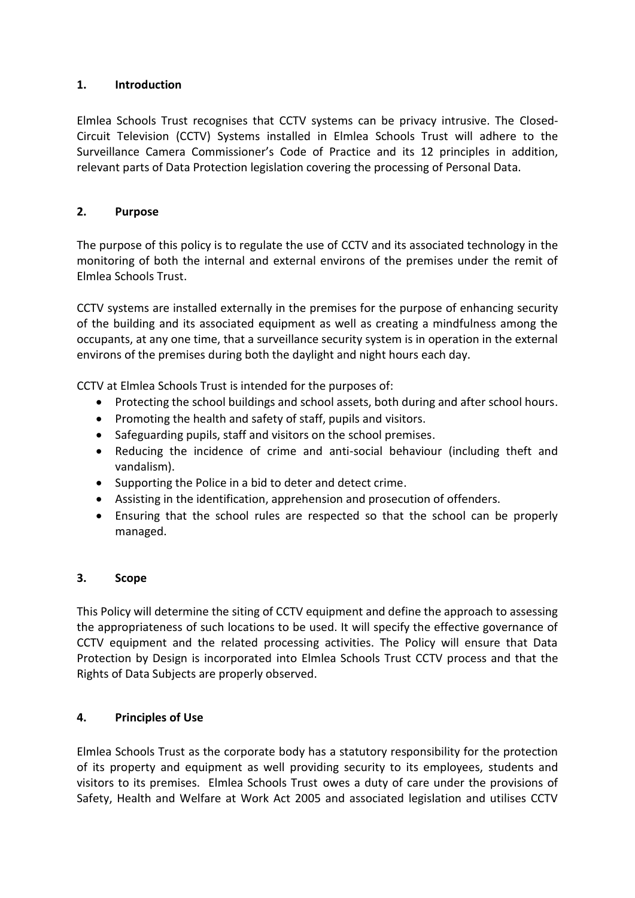## 1. Introduction

Elmlea Schools Trust recognises that CCTV systems can be privacy intrusive. The Closed-Circuit Television (CCTV) Systems installed in Elmlea Schools Trust will adhere to the Surveillance Camera Commissioner's Code of Practice and its 12 principles in addition, relevant parts of Data Protection legislation covering the processing of Personal Data.

## 2. Purpose

The purpose of this policy is to regulate the use of CCTV and its associated technology in the monitoring of both the internal and external environs of the premises under the remit of Elmlea Schools Trust.

CCTV systems are installed externally in the premises for the purpose of enhancing security of the building and its associated equipment as well as creating a mindfulness among the occupants, at any one time, that a surveillance security system is in operation in the external environs of the premises during both the daylight and night hours each day.

CCTV at Elmlea Schools Trust is intended for the purposes of:

- Protecting the school buildings and school assets, both during and after school hours.
- Promoting the health and safety of staff, pupils and visitors.
- Safeguarding pupils, staff and visitors on the school premises.
- Reducing the incidence of crime and anti-social behaviour (including theft and vandalism).
- Supporting the Police in a bid to deter and detect crime.
- Assisting in the identification, apprehension and prosecution of offenders.
- Ensuring that the school rules are respected so that the school can be properly managed.

## 3. Scope

This Policy will determine the siting of CCTV equipment and define the approach to assessing the appropriateness of such locations to be used. It will specify the effective governance of CCTV equipment and the related processing activities. The Policy will ensure that Data Protection by Design is incorporated into Elmlea Schools Trust CCTV process and that the Rights of Data Subjects are properly observed.

## 4. Principles of Use

Elmlea Schools Trust as the corporate body has a statutory responsibility for the protection of its property and equipment as well providing security to its employees, students and visitors to its premises. Elmlea Schools Trust owes a duty of care under the provisions of Safety, Health and Welfare at Work Act 2005 and associated legislation and utilises CCTV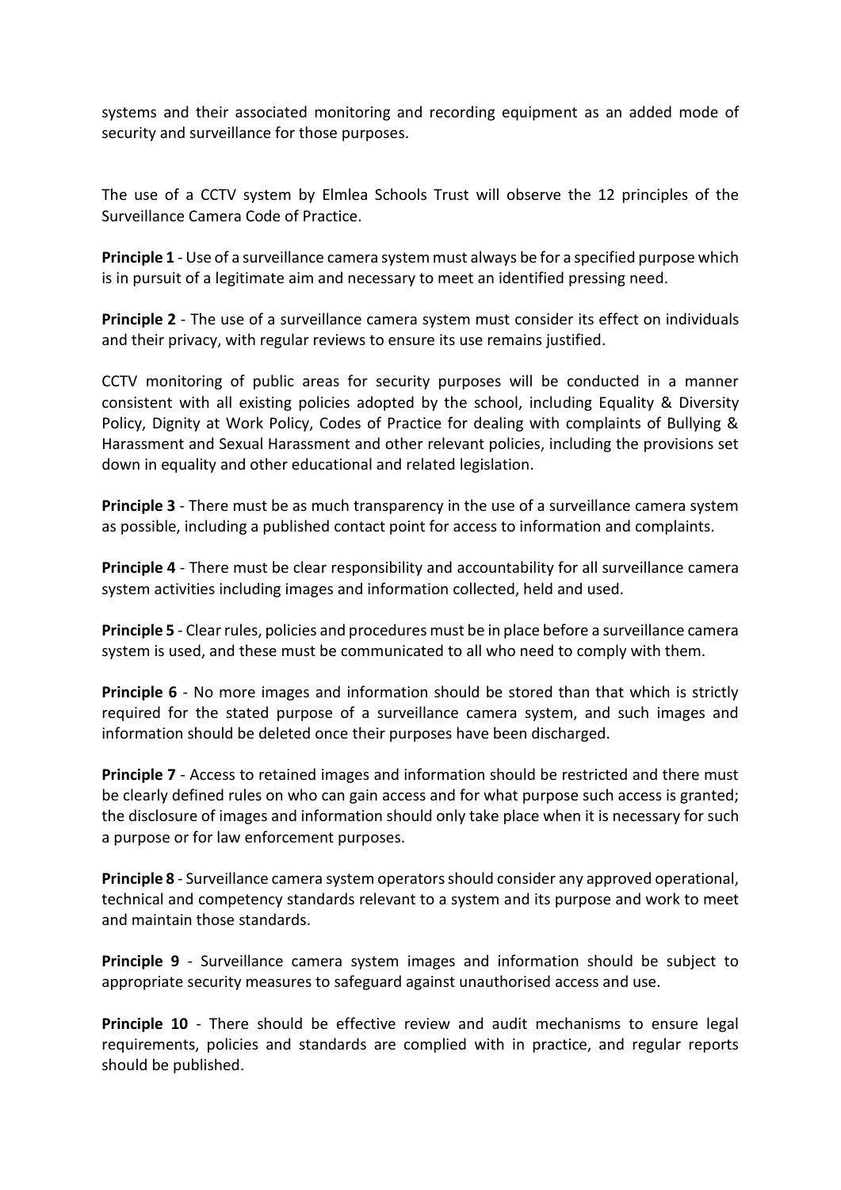systems and their associated monitoring and recording equipment as an added mode of security and surveillance for those purposes.

The use of a CCTV system by Elmlea Schools Trust will observe the 12 principles of the Surveillance Camera Code of Practice.

**Principle 1** - Use of a surveillance camera system must always be for a specified purpose which is in pursuit of a legitimate aim and necessary to meet an identified pressing need.

**Principle 2** - The use of a surveillance camera system must consider its effect on individuals and their privacy, with regular reviews to ensure its use remains justified.

CCTV monitoring of public areas for security purposes will be conducted in a manner consistent with all existing policies adopted by the school, including Equality & Diversity Policy, Dignity at Work Policy, Codes of Practice for dealing with complaints of Bullying & Harassment and Sexual Harassment and other relevant policies, including the provisions set down in equality and other educational and related legislation.

**Principle 3** - There must be as much transparency in the use of a surveillance camera system as possible, including a published contact point for access to information and complaints.

**Principle 4** - There must be clear responsibility and accountability for all surveillance camera system activities including images and information collected, held and used.

**Principle 5** - Clear rules, policies and procedures must be in place before a surveillance camera system is used, and these must be communicated to all who need to comply with them.

**Principle 6** - No more images and information should be stored than that which is strictly required for the stated purpose of a surveillance camera system, and such images and information should be deleted once their purposes have been discharged.

**Principle 7** - Access to retained images and information should be restricted and there must be clearly defined rules on who can gain access and for what purpose such access is granted; the disclosure of images and information should only take place when it is necessary for such a purpose or for law enforcement purposes.

**Principle 8** - Surveillance camera system operators should consider any approved operational, technical and competency standards relevant to a system and its purpose and work to meet and maintain those standards.

**Principle 9** - Surveillance camera system images and information should be subject to appropriate security measures to safeguard against unauthorised access and use.

**Principle 10** - There should be effective review and audit mechanisms to ensure legal requirements, policies and standards are complied with in practice, and regular reports should be published.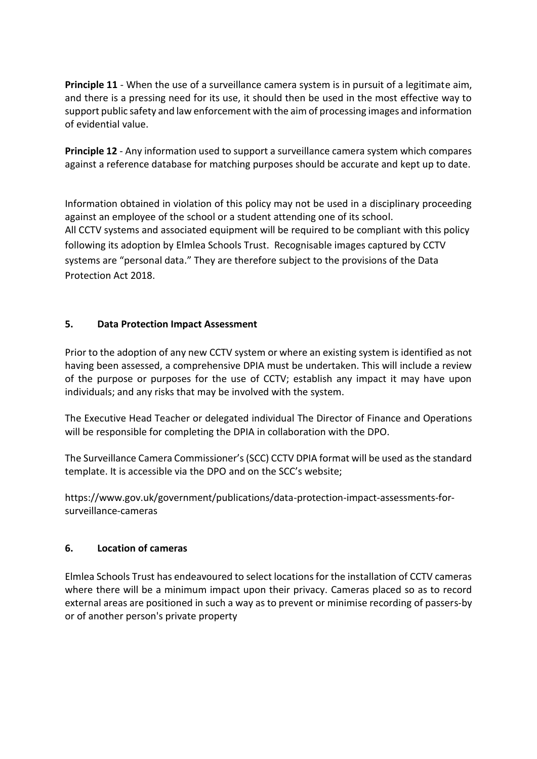**Principle 11** - When the use of a surveillance camera system is in pursuit of a legitimate aim, and there is a pressing need for its use, it should then be used in the most effective way to support public safety and law enforcement with the aim of processing images and information of evidential value.

**Principle 12** - Any information used to support a surveillance camera system which compares against a reference database for matching purposes should be accurate and kept up to date.

Information obtained in violation of this policy may not be used in a disciplinary proceeding against an employee of the school or a student attending one of its school.
All CCTV systems and associated equipment will be required to be compliant with this policy following its adoption by Elmlea Schools Trust. Recognisable images captured by CCTV systems are "personal data." They are therefore subject to the provisions of the Data Protection Act 2018.

## 5. Data Protection Impact Assessment

Prior to the adoption of any new CCTV system or where an existing system is identified as not having been assessed, a comprehensive DPIA must be undertaken. This will include a review of the purpose or purposes for the use of CCTV; establish any impact it may have upon individuals; and any risks that may be involved with the system.

The Executive Head Teacher or delegated individual The Director of Finance and Operations will be responsible for completing the DPIA in collaboration with the DPO.

The Surveillance Camera Commissioner's (SCC) CCTV DPIA format will be used as the standard template. It is accessible via the DPO and on the SCC's website;

https://www.gov.uk/government/publications/data-protection-impact-assessments-for-surveillance-cameras

## 6. Location of cameras

Elmlea Schools Trust has endeavoured to select locations for the installation of CCTV cameras where there will be a minimum impact upon their privacy. Cameras placed so as to record external areas are positioned in such a way as to prevent or minimise recording of passers-by or of another person's private property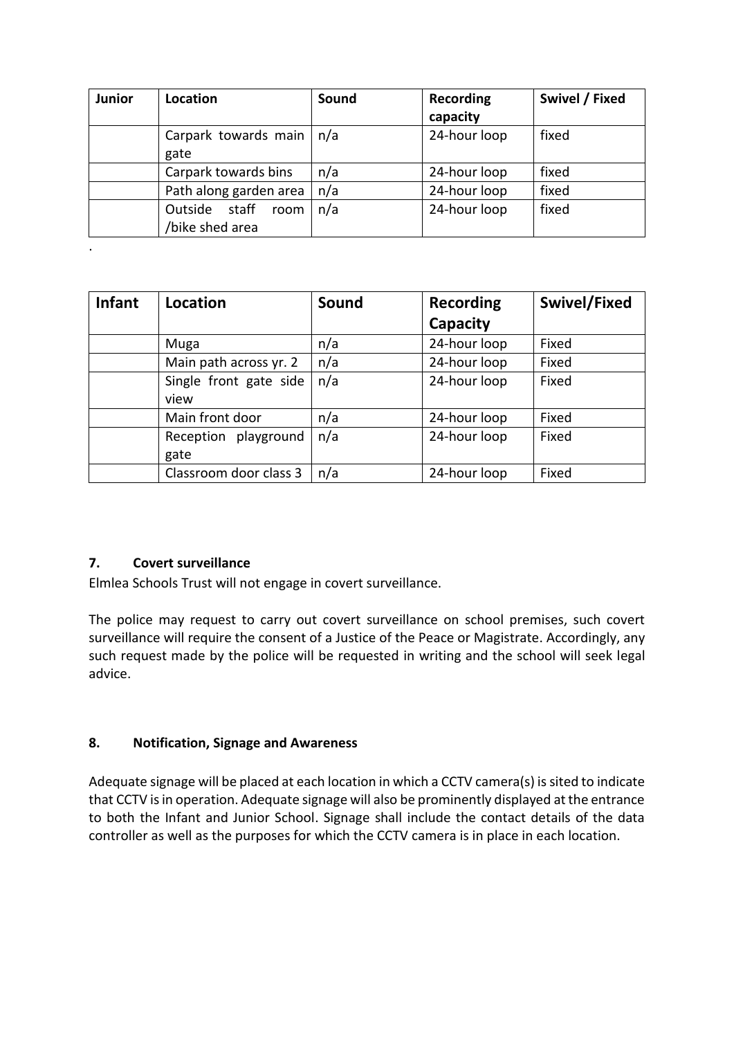| Junior | Location | Sound | Recording capacity | Swivel / Fixed |
|---|---|---|---|---|
| | Carpark towards main gate | n/a | 24-hour loop | fixed |
| | Carpark towards bins | n/a | 24-hour loop | fixed |
| | Path along garden area | n/a | 24-hour loop | fixed |
| | Outside staff room /bike shed area | n/a | 24-hour loop | fixed |

.

| Infant | Location | Sound | Recording Capacity | Swivel/Fixed |
|---|---|---|---|---|
| | Muga | n/a | 24-hour loop | Fixed |
| | Main path across yr. 2 | n/a | 24-hour loop | Fixed |
| | Single front gate side view | n/a | 24-hour loop | Fixed |
| | Main front door | n/a | 24-hour loop | Fixed |
| | Reception playground gate | n/a | 24-hour loop | Fixed |
| | Classroom door class 3 | n/a | 24-hour loop | Fixed |

### 7. Covert surveillance

Elmlea Schools Trust will not engage in covert surveillance.

The police may request to carry out covert surveillance on school premises, such covert surveillance will require the consent of a Justice of the Peace or Magistrate. Accordingly, any such request made by the police will be requested in writing and the school will seek legal advice.

### 8. Notification, Signage and Awareness

Adequate signage will be placed at each location in which a CCTV camera(s) is sited to indicate that CCTV is in operation. Adequate signage will also be prominently displayed at the entrance to both the Infant and Junior School. Signage shall include the contact details of the data controller as well as the purposes for which the CCTV camera is in place in each location.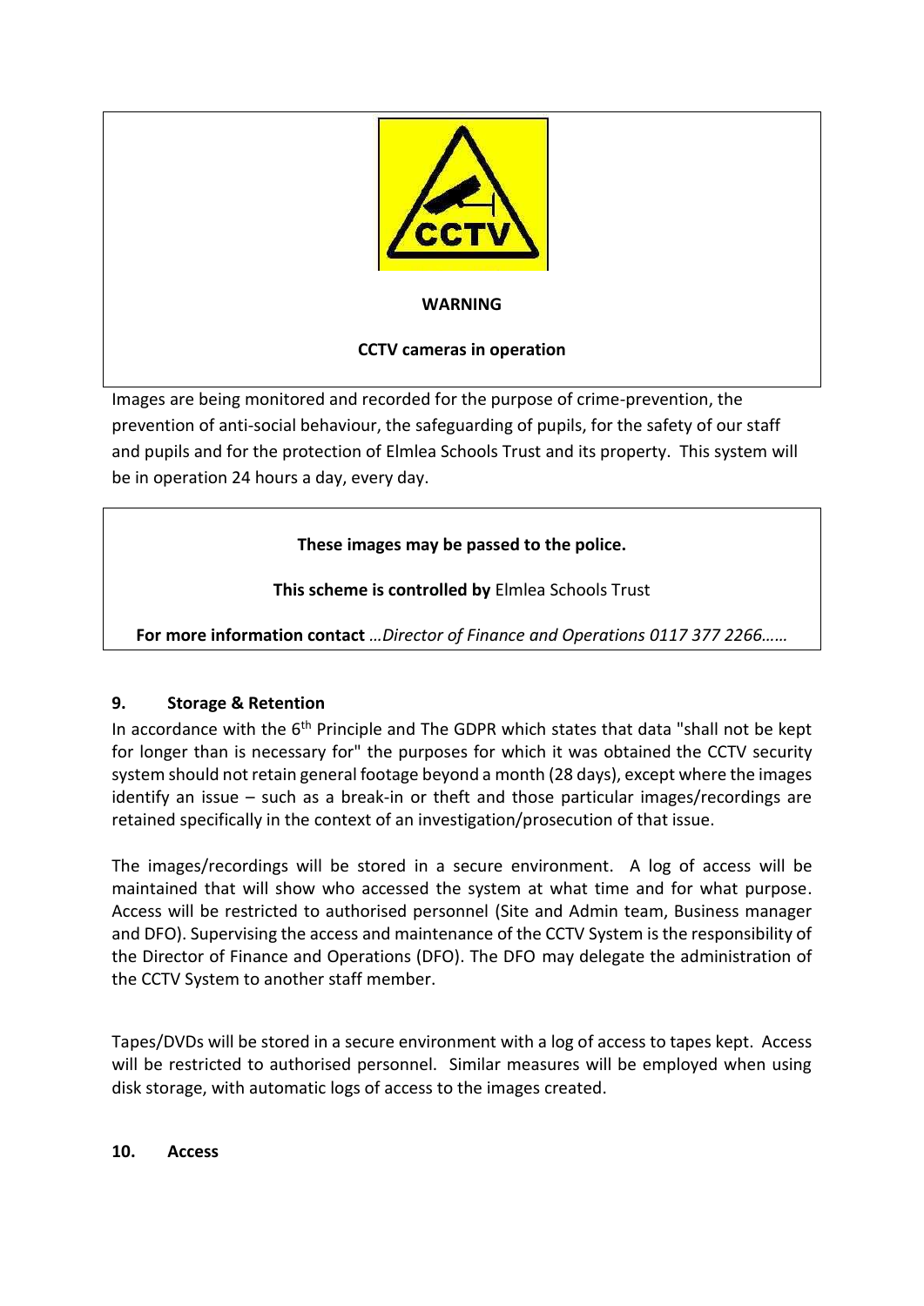**WARNING**

**CCTV cameras in operation**

Images are being monitored and recorded for the purpose of crime-prevention, the prevention of anti-social behaviour, the safeguarding of pupils, for the safety of our staff and pupils and for the protection of Elmlea Schools Trust and its property. This system will be in operation 24 hours a day, every day.

**These images may be passed to the police.**

**This scheme is controlled by** Elmlea Schools Trust

**For more information contact** *…Director of Finance and Operations 0117 377 2266……*

## 9. Storage & Retention

In accordance with the 6th Principle and The GDPR which states that data "shall not be kept for longer than is necessary for" the purposes for which it was obtained the CCTV security system should not retain general footage beyond a month (28 days), except where the images identify an issue – such as a break-in or theft and those particular images/recordings are retained specifically in the context of an investigation/prosecution of that issue.

The images/recordings will be stored in a secure environment. A log of access will be maintained that will show who accessed the system at what time and for what purpose. Access will be restricted to authorised personnel (Site and Admin team, Business manager and DFO). Supervising the access and maintenance of the CCTV System is the responsibility of the Director of Finance and Operations (DFO). The DFO may delegate the administration of the CCTV System to another staff member.

Tapes/DVDs will be stored in a secure environment with a log of access to tapes kept. Access will be restricted to authorised personnel. Similar measures will be employed when using disk storage, with automatic logs of access to the images created.

## 10. Access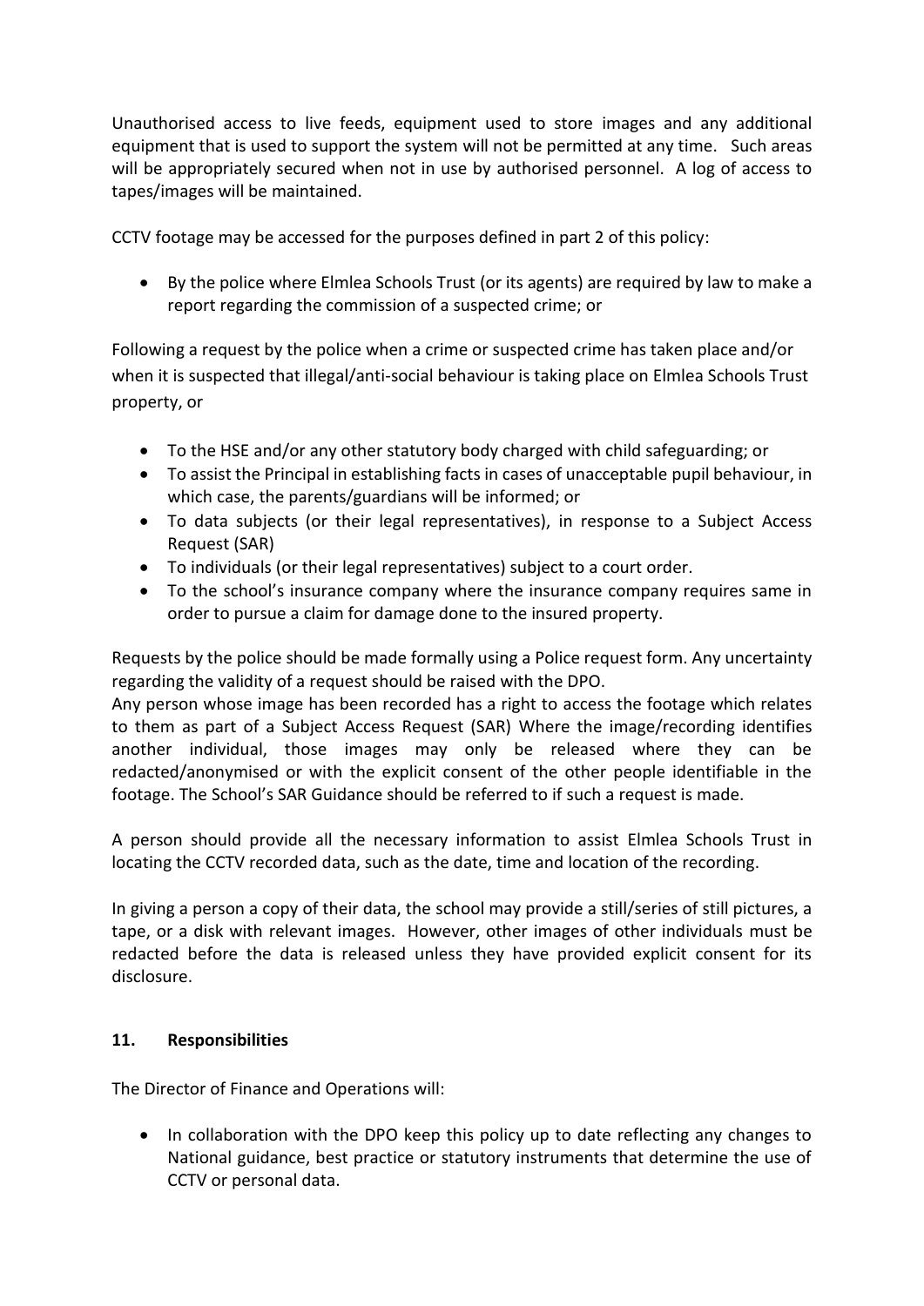Unauthorised access to live feeds, equipment used to store images and any additional equipment that is used to support the system will not be permitted at any time. Such areas will be appropriately secured when not in use by authorised personnel. A log of access to tapes/images will be maintained.

CCTV footage may be accessed for the purposes defined in part 2 of this policy:

- By the police where Elmlea Schools Trust (or its agents) are required by law to make a report regarding the commission of a suspected crime; or

Following a request by the police when a crime or suspected crime has taken place and/or when it is suspected that illegal/anti-social behaviour is taking place on Elmlea Schools Trust property, or

- To the HSE and/or any other statutory body charged with child safeguarding; or
- To assist the Principal in establishing facts in cases of unacceptable pupil behaviour, in which case, the parents/guardians will be informed; or
- To data subjects (or their legal representatives), in response to a Subject Access Request (SAR)
- To individuals (or their legal representatives) subject to a court order.
- To the school's insurance company where the insurance company requires same in order to pursue a claim for damage done to the insured property.

Requests by the police should be made formally using a Police request form. Any uncertainty regarding the validity of a request should be raised with the DPO.
Any person whose image has been recorded has a right to access the footage which relates to them as part of a Subject Access Request (SAR) Where the image/recording identifies another individual, those images may only be released where they can be redacted/anonymised or with the explicit consent of the other people identifiable in the footage. The School's SAR Guidance should be referred to if such a request is made.

A person should provide all the necessary information to assist Elmlea Schools Trust in locating the CCTV recorded data, such as the date, time and location of the recording.

In giving a person a copy of their data, the school may provide a still/series of still pictures, a tape, or a disk with relevant images. However, other images of other individuals must be redacted before the data is released unless they have provided explicit consent for its disclosure.

## 11. Responsibilities

The Director of Finance and Operations will:

- In collaboration with the DPO keep this policy up to date reflecting any changes to National guidance, best practice or statutory instruments that determine the use of CCTV or personal data.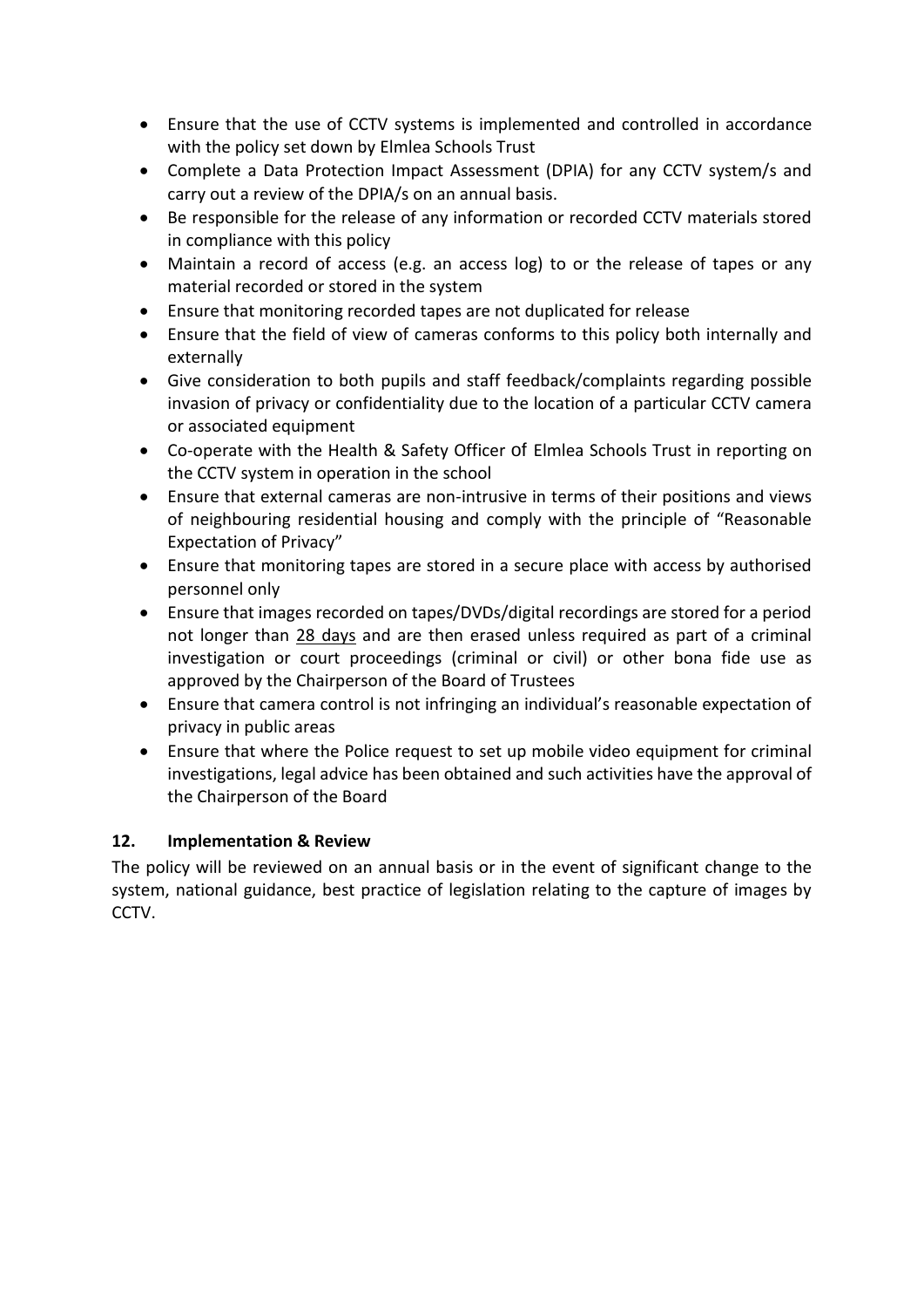- Ensure that the use of CCTV systems is implemented and controlled in accordance with the policy set down by Elmlea Schools Trust
- Complete a Data Protection Impact Assessment (DPIA) for any CCTV system/s and carry out a review of the DPIA/s on an annual basis.
- Be responsible for the release of any information or recorded CCTV materials stored in compliance with this policy
- Maintain a record of access (e.g. an access log) to or the release of tapes or any material recorded or stored in the system
- Ensure that monitoring recorded tapes are not duplicated for release
- Ensure that the field of view of cameras conforms to this policy both internally and externally
- Give consideration to both pupils and staff feedback/complaints regarding possible invasion of privacy or confidentiality due to the location of a particular CCTV camera or associated equipment
- Co-operate with the Health & Safety Officer of Elmlea Schools Trust in reporting on the CCTV system in operation in the school
- Ensure that external cameras are non-intrusive in terms of their positions and views of neighbouring residential housing and comply with the principle of "Reasonable Expectation of Privacy"
- Ensure that monitoring tapes are stored in a secure place with access by authorised personnel only
- Ensure that images recorded on tapes/DVDs/digital recordings are stored for a period not longer than 28 days and are then erased unless required as part of a criminal investigation or court proceedings (criminal or civil) or other bona fide use as approved by the Chairperson of the Board of Trustees
- Ensure that camera control is not infringing an individual's reasonable expectation of privacy in public areas
- Ensure that where the Police request to set up mobile video equipment for criminal investigations, legal advice has been obtained and such activities have the approval of the Chairperson of the Board

## 12. Implementation & Review

The policy will be reviewed on an annual basis or in the event of significant change to the system, national guidance, best practice of legislation relating to the capture of images by CCTV.